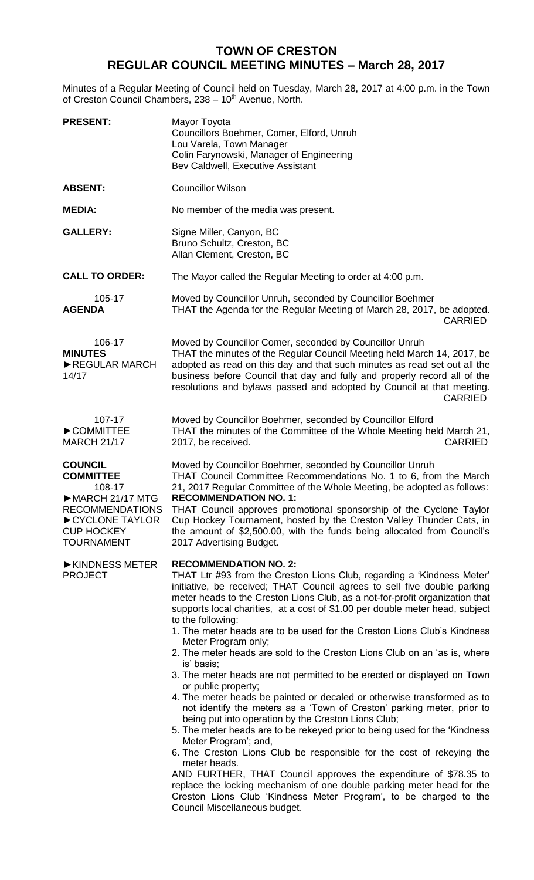# TOWN OF CRESTON
# REGULAR COUNCIL MEETING MINUTES – March 28, 2017

Minutes of a Regular Meeting of Council held on Tuesday, March 28, 2017 at 4:00 p.m. in the Town of Creston Council Chambers, 238 – 10th Avenue, North.

**PRESENT:**
Mayor Toyota
Councillors Boehmer, Comer, Elford, Unruh
Lou Varela, Town Manager
Colin Farynowski, Manager of Engineering
Bev Caldwell, Executive Assistant

**ABSENT:** Councillor Wilson

**MEDIA:** No member of the media was present.

**GALLERY:**
Signe Miller, Canyon, BC
Bruno Schultz, Creston, BC
Allan Clement, Creston, BC

**CALL TO ORDER:** The Mayor called the Regular Meeting to order at 4:00 p.m.

105-17
**AGENDA**

Moved by Councillor Unruh, seconded by Councillor Boehmer
THAT the Agenda for the Regular Meeting of March 28, 2017, be adopted.
CARRIED

106-17
**MINUTES**
►REGULAR MARCH 14/17

Moved by Councillor Comer, seconded by Councillor Unruh
THAT the minutes of the Regular Council Meeting held March 14, 2017, be adopted as read on this day and that such minutes as read set out all the business before Council that day and fully and properly record all of the resolutions and bylaws passed and adopted by Council at that meeting.
CARRIED

107-17
►COMMITTEE MARCH 21/17

Moved by Councillor Boehmer, seconded by Councillor Elford
THAT the minutes of the Committee of the Whole Meeting held March 21, 2017, be received.
CARRIED

**COUNCIL COMMITTEE**
108-17
►MARCH 21/17 MTG RECOMMENDATIONS
►CYCLONE TAYLOR CUP HOCKEY TOURNAMENT

Moved by Councillor Boehmer, seconded by Councillor Unruh
THAT Council Committee Recommendations No. 1 to 6, from the March 21, 2017 Regular Committee of the Whole Meeting, be adopted as follows:

**RECOMMENDATION NO. 1:**
THAT Council approves promotional sponsorship of the Cyclone Taylor Cup Hockey Tournament, hosted by the Creston Valley Thunder Cats, in the amount of $2,500.00, with the funds being allocated from Council's 2017 Advertising Budget.

►KINDNESS METER PROJECT

**RECOMMENDATION NO. 2:**
THAT Ltr #93 from the Creston Lions Club, regarding a 'Kindness Meter' initiative, be received; THAT Council agrees to sell five double parking meter heads to the Creston Lions Club, as a not-for-profit organization that supports local charities, at a cost of $1.00 per double meter head, subject to the following:

1. The meter heads are to be used for the Creston Lions Club's Kindness Meter Program only;
2. The meter heads are sold to the Creston Lions Club on an 'as is, where is' basis;
3. The meter heads are not permitted to be erected or displayed on Town or public property;
4. The meter heads be painted or decaled or otherwise transformed as to not identify the meters as a 'Town of Creston' parking meter, prior to being put into operation by the Creston Lions Club;
5. The meter heads are to be rekeyed prior to being used for the 'Kindness Meter Program'; and,
6. The Creston Lions Club be responsible for the cost of rekeying the meter heads.

AND FURTHER, THAT Council approves the expenditure of $78.35 to replace the locking mechanism of one double parking meter head for the Creston Lions Club 'Kindness Meter Program', to be charged to the Council Miscellaneous budget.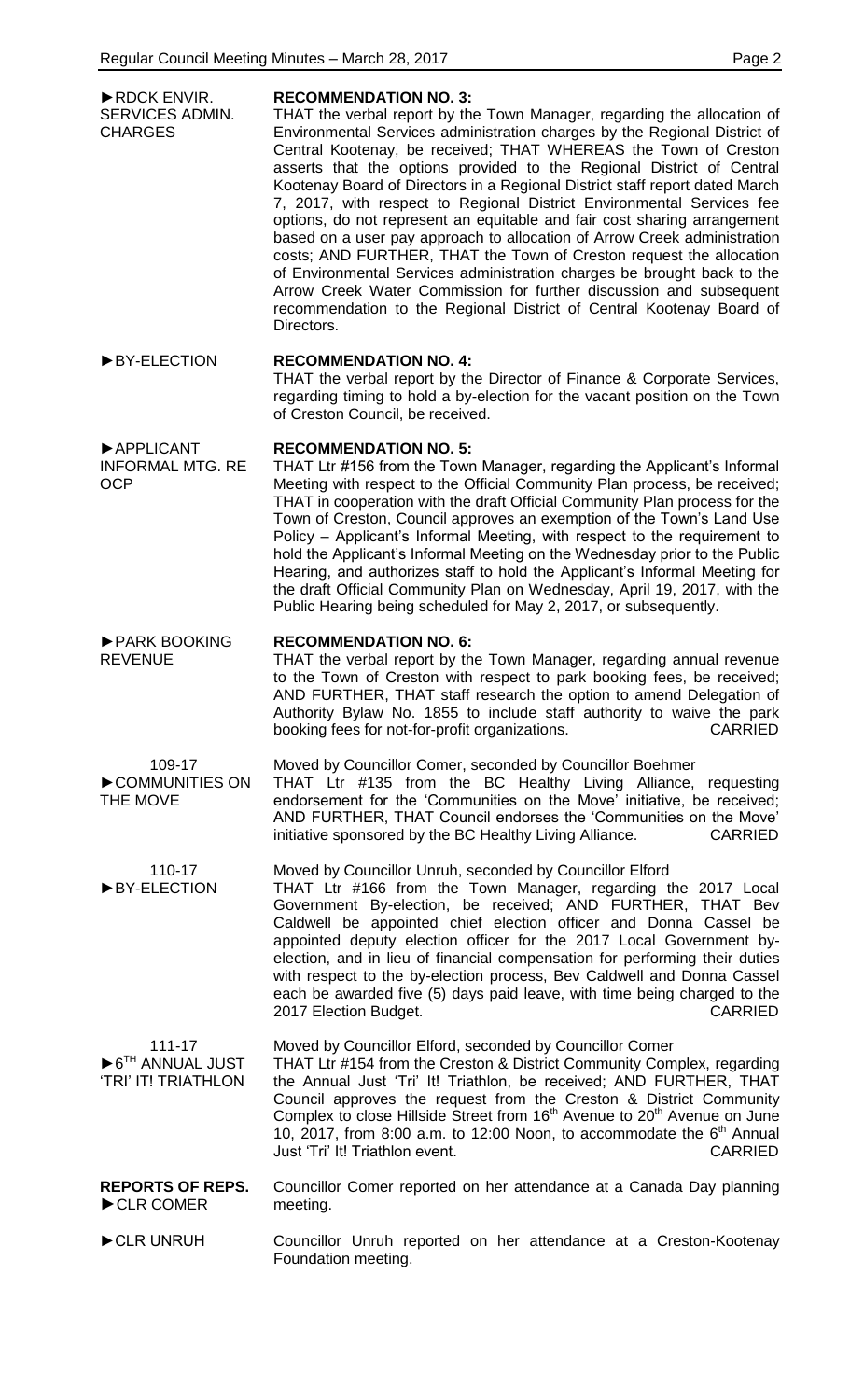**►RDCK ENVIR. SERVICES ADMIN. CHARGES**

**RECOMMENDATION NO. 3:**
THAT the verbal report by the Town Manager, regarding the allocation of Environmental Services administration charges by the Regional District of Central Kootenay, be received; THAT WHEREAS the Town of Creston asserts that the options provided to the Regional District of Central Kootenay Board of Directors in a Regional District staff report dated March 7, 2017, with respect to Regional District Environmental Services fee options, do not represent an equitable and fair cost sharing arrangement based on a user pay approach to allocation of Arrow Creek administration costs; AND FURTHER, THAT the Town of Creston request the allocation of Environmental Services administration charges be brought back to the Arrow Creek Water Commission for further discussion and subsequent recommendation to the Regional District of Central Kootenay Board of Directors.

**►BY-ELECTION**

**RECOMMENDATION NO. 4:**
THAT the verbal report by the Director of Finance & Corporate Services, regarding timing to hold a by-election for the vacant position on the Town of Creston Council, be received.

**►APPLICANT INFORMAL MTG. RE OCP**

**RECOMMENDATION NO. 5:**
THAT Ltr #156 from the Town Manager, regarding the Applicant's Informal Meeting with respect to the Official Community Plan process, be received; THAT in cooperation with the draft Official Community Plan process for the Town of Creston, Council approves an exemption of the Town's Land Use Policy – Applicant's Informal Meeting, with respect to the requirement to hold the Applicant's Informal Meeting on the Wednesday prior to the Public Hearing, and authorizes staff to hold the Applicant's Informal Meeting for the draft Official Community Plan on Wednesday, April 19, 2017, with the Public Hearing being scheduled for May 2, 2017, or subsequently.

**►PARK BOOKING REVENUE**

**RECOMMENDATION NO. 6:**
THAT the verbal report by the Town Manager, regarding annual revenue to the Town of Creston with respect to park booking fees, be received; AND FURTHER, THAT staff research the option to amend Delegation of Authority Bylaw No. 1855 to include staff authority to waive the park booking fees for not-for-profit organizations. CARRIED

**109-17**
**►COMMUNITIES ON THE MOVE**

Moved by Councillor Comer, seconded by Councillor Boehmer
THAT Ltr #135 from the BC Healthy Living Alliance, requesting endorsement for the 'Communities on the Move' initiative, be received; AND FURTHER, THAT Council endorses the 'Communities on the Move' initiative sponsored by the BC Healthy Living Alliance. CARRIED

**110-17**
**►BY-ELECTION**

Moved by Councillor Unruh, seconded by Councillor Elford
THAT Ltr #166 from the Town Manager, regarding the 2017 Local Government By-election, be received; AND FURTHER, THAT Bev Caldwell be appointed chief election officer and Donna Cassel be appointed deputy election officer for the 2017 Local Government by-election, and in lieu of financial compensation for performing their duties with respect to the by-election process, Bev Caldwell and Donna Cassel each be awarded five (5) days paid leave, with time being charged to the 2017 Election Budget. CARRIED

**111-17**
**►6TH ANNUAL JUST 'TRI' IT! TRIATHLON**

Moved by Councillor Elford, seconded by Councillor Comer
THAT Ltr #154 from the Creston & District Community Complex, regarding the Annual Just 'Tri' It! Triathlon, be received; AND FURTHER, THAT Council approves the request from the Creston & District Community Complex to close Hillside Street from 16th Avenue to 20th Avenue on June 10, 2017, from 8:00 a.m. to 12:00 Noon, to accommodate the 6th Annual Just 'Tri' It! Triathlon event. CARRIED

**REPORTS OF REPS.**
**►CLR COMER**

Councillor Comer reported on her attendance at a Canada Day planning meeting.

**►CLR UNRUH**

Councillor Unruh reported on her attendance at a Creston-Kootenay Foundation meeting.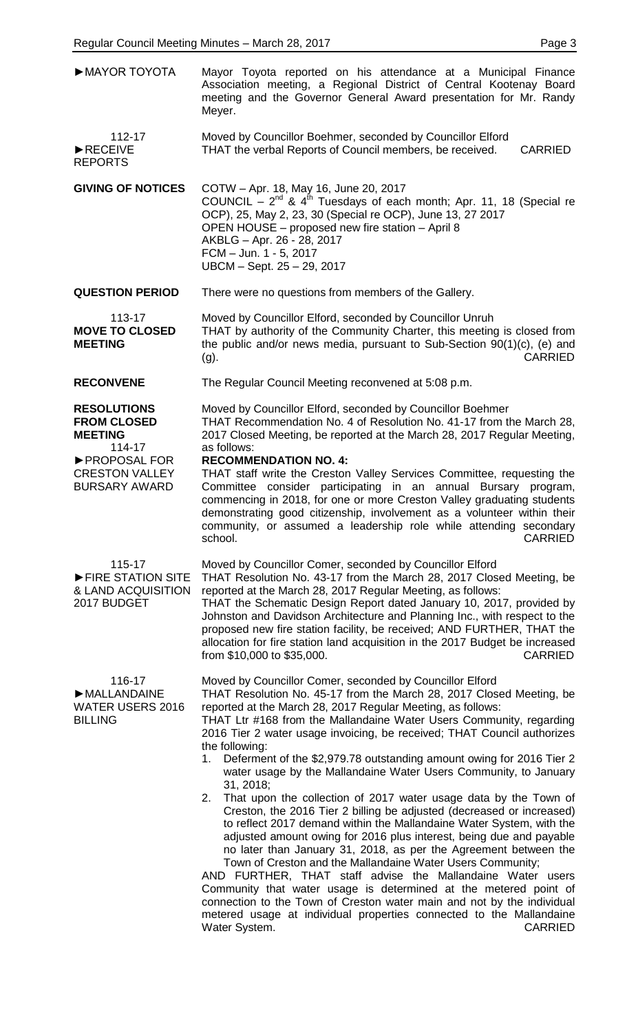**►MAYOR TOYOTA** Mayor Toyota reported on his attendance at a Municipal Finance Association meeting, a Regional District of Central Kootenay Board meeting and the Governor General Award presentation for Mr. Randy Meyer.

**112-17**
**►RECEIVE REPORTS**

Moved by Councillor Boehmer, seconded by Councillor Elford
THAT the verbal Reports of Council members, be received. CARRIED

**GIVING OF NOTICES**

COTW – Apr. 18, May 16, June 20, 2017
COUNCIL – 2nd & 4th Tuesdays of each month; Apr. 11, 18 (Special re OCP), 25, May 2, 23, 30 (Special re OCP), June 13, 27 2017
OPEN HOUSE – proposed new fire station – April 8
AKBLG – Apr. 26 - 28, 2017
FCM – Jun. 1 - 5, 2017
UBCM – Sept. 25 – 29, 2017

**QUESTION PERIOD**

There were no questions from members of the Gallery.

**113-17**
**MOVE TO CLOSED MEETING**

Moved by Councillor Elford, seconded by Councillor Unruh
THAT by authority of the Community Charter, this meeting is closed from the public and/or news media, pursuant to Sub-Section 90(1)(c), (e) and (g). CARRIED

**RECONVENE**

The Regular Council Meeting reconvened at 5:08 p.m.

**RESOLUTIONS FROM CLOSED MEETING**
**114-17**
**►PROPOSAL FOR CRESTON VALLEY BURSARY AWARD**

Moved by Councillor Elford, seconded by Councillor Boehmer
THAT Recommendation No. 4 of Resolution No. 41-17 from the March 28, 2017 Closed Meeting, be reported at the March 28, 2017 Regular Meeting, as follows:

**RECOMMENDATION NO. 4:**
THAT staff write the Creston Valley Services Committee, requesting the Committee consider participating in an annual Bursary program, commencing in 2018, for one or more Creston Valley graduating students demonstrating good citizenship, involvement as a volunteer within their community, or assumed a leadership role while attending secondary school. CARRIED

**115-17**
**►FIRE STATION SITE & LAND ACQUISITION 2017 BUDGET**

Moved by Councillor Comer, seconded by Councillor Elford
THAT Resolution No. 43-17 from the March 28, 2017 Closed Meeting, be reported at the March 28, 2017 Regular Meeting, as follows:
THAT the Schematic Design Report dated January 10, 2017, provided by Johnston and Davidson Architecture and Planning Inc., with respect to the proposed new fire station facility, be received; AND FURTHER, THAT the allocation for fire station land acquisition in the 2017 Budget be increased from $10,000 to $35,000. CARRIED

**116-17**
**►MALLANDAINE WATER USERS 2016 BILLING**

Moved by Councillor Comer, seconded by Councillor Elford
THAT Resolution No. 45-17 from the March 28, 2017 Closed Meeting, be reported at the March 28, 2017 Regular Meeting, as follows:
THAT Ltr #168 from the Mallandaine Water Users Community, regarding 2016 Tier 2 water usage invoicing, be received; THAT Council authorizes the following:

1. Deferment of the $2,979.78 outstanding amount owing for 2016 Tier 2 water usage by the Mallandaine Water Users Community, to January 31, 2018;
2. That upon the collection of 2017 water usage data by the Town of Creston, the 2016 Tier 2 billing be adjusted (decreased or increased) to reflect 2017 demand within the Mallandaine Water System, with the adjusted amount owing for 2016 plus interest, being due and payable no later than January 31, 2018, as per the Agreement between the Town of Creston and the Mallandaine Water Users Community;

AND FURTHER, THAT staff advise the Mallandaine Water users Community that water usage is determined at the metered point of connection to the Town of Creston water main and not by the individual metered usage at individual properties connected to the Mallandaine Water System. CARRIED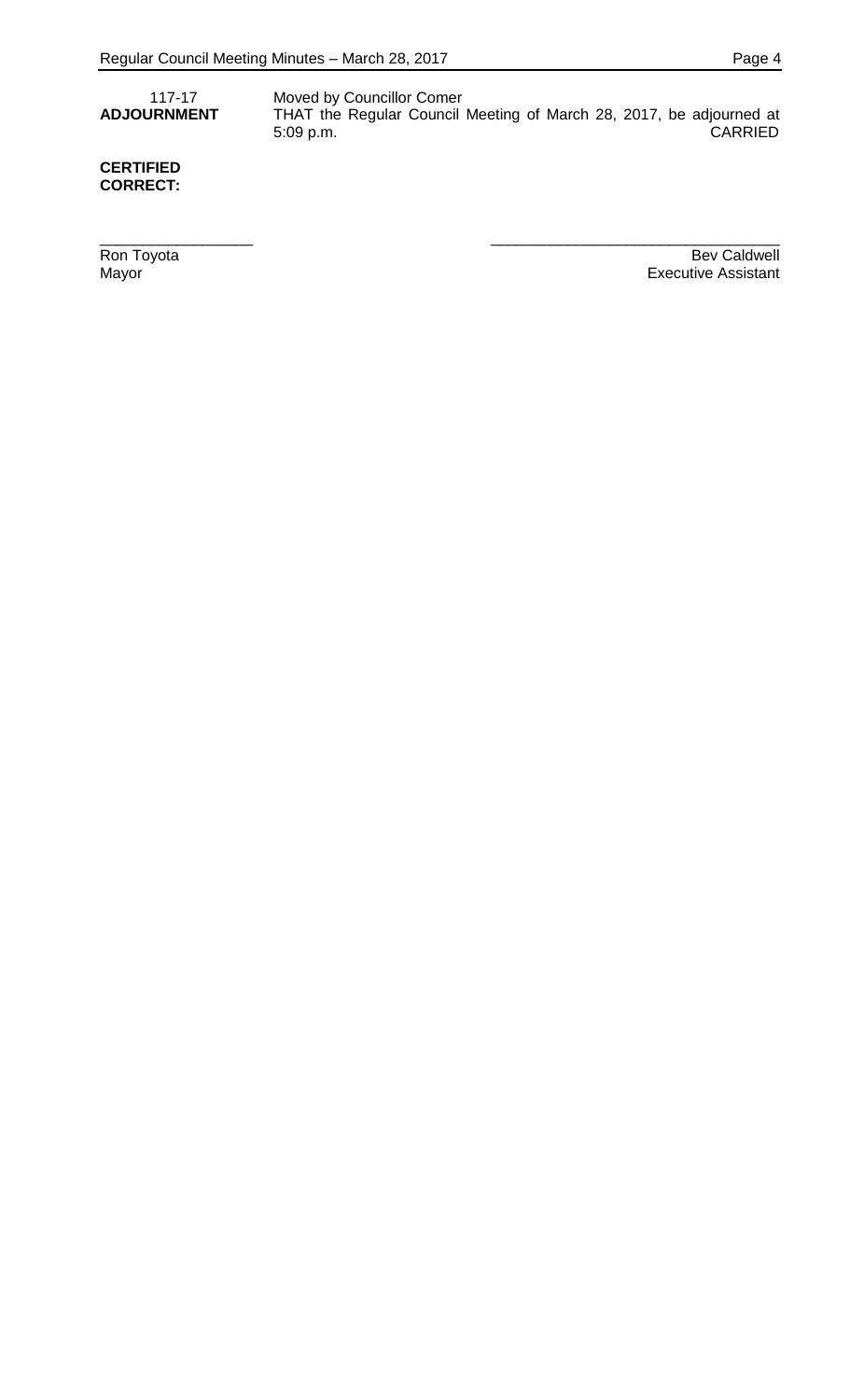**117-17**
**ADJOURNMENT**

Moved by Councillor Comer
THAT the Regular Council Meeting of March 28, 2017, be adjourned at 5:09 p.m.
CARRIED

**CERTIFIED CORRECT:**

\_\_\_\_\_\_\_\_\_\_\_\_\_\_\_\_\_\_
Ron Toyota
Mayor

\_\_\_\_\_\_\_\_\_\_\_\_\_\_\_\_\_\_
Bev Caldwell
Executive Assistant